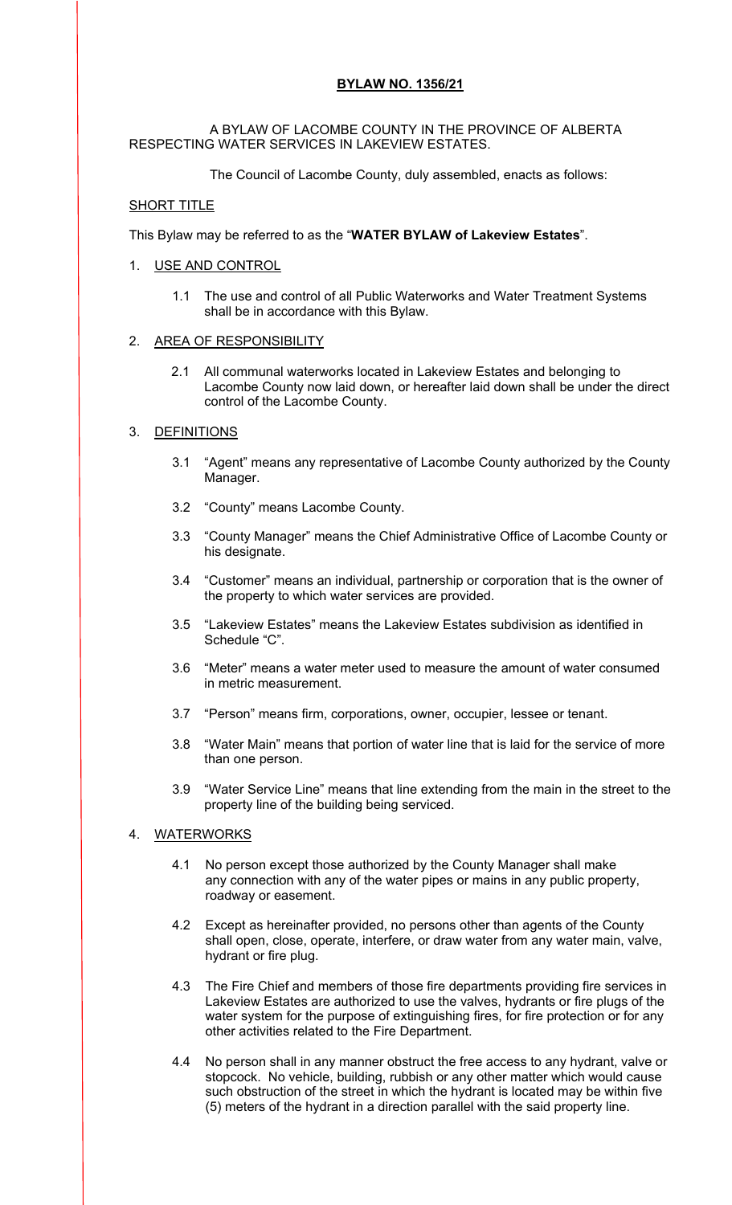# **BYLAW NO. 1356/21**

A BYLAW OF LACOMBE COUNTY IN THE PROVINCE OF ALBERTA RESPECTING WATER SERVICES IN LAKEVIEW ESTATES.

The Council of Lacombe County, duly assembled, enacts as follows:

## SHORT TITLE

This Bylaw may be referred to as the "**WATER BYLAW of Lakeview Estates**".

## 1. USE AND CONTROL

1.1 The use and control of all Public Waterworks and Water Treatment Systems shall be in accordance with this Bylaw.

## 2. AREA OF RESPONSIBILITY

2.1 All communal waterworks located in Lakeview Estates and belonging to Lacombe County now laid down, or hereafter laid down shall be under the direct control of the Lacombe County.

## 3. DEFINITIONS

3.1 "Agent" means any representative of Lacombe County authorized by the County Manager.

3.2 "County" means Lacombe County.

3.3 "County Manager" means the Chief Administrative Office of Lacombe County or his designate.

3.4 "Customer" means an individual, partnership or corporation that is the owner of the property to which water services are provided.

3.5 "Lakeview Estates" means the Lakeview Estates subdivision as identified in Schedule "C".

3.6 "Meter" means a water meter used to measure the amount of water consumed in metric measurement.

3.7 "Person" means firm, corporations, owner, occupier, lessee or tenant.

3.8 "Water Main" means that portion of water line that is laid for the service of more than one person.

3.9 "Water Service Line" means that line extending from the main in the street to the property line of the building being serviced.

## 4. WATERWORKS

4.1 No person except those authorized by the County Manager shall make any connection with any of the water pipes or mains in any public property, roadway or easement.

4.2 Except as hereinafter provided, no persons other than agents of the County shall open, close, operate, interfere, or draw water from any water main, valve, hydrant or fire plug.

4.3 The Fire Chief and members of those fire departments providing fire services in Lakeview Estates are authorized to use the valves, hydrants or fire plugs of the water system for the purpose of extinguishing fires, for fire protection or for any other activities related to the Fire Department.

4.4 No person shall in any manner obstruct the free access to any hydrant, valve or stopcock. No vehicle, building, rubbish or any other matter which would cause such obstruction of the street in which the hydrant is located may be within five (5) meters of the hydrant in a direction parallel with the said property line.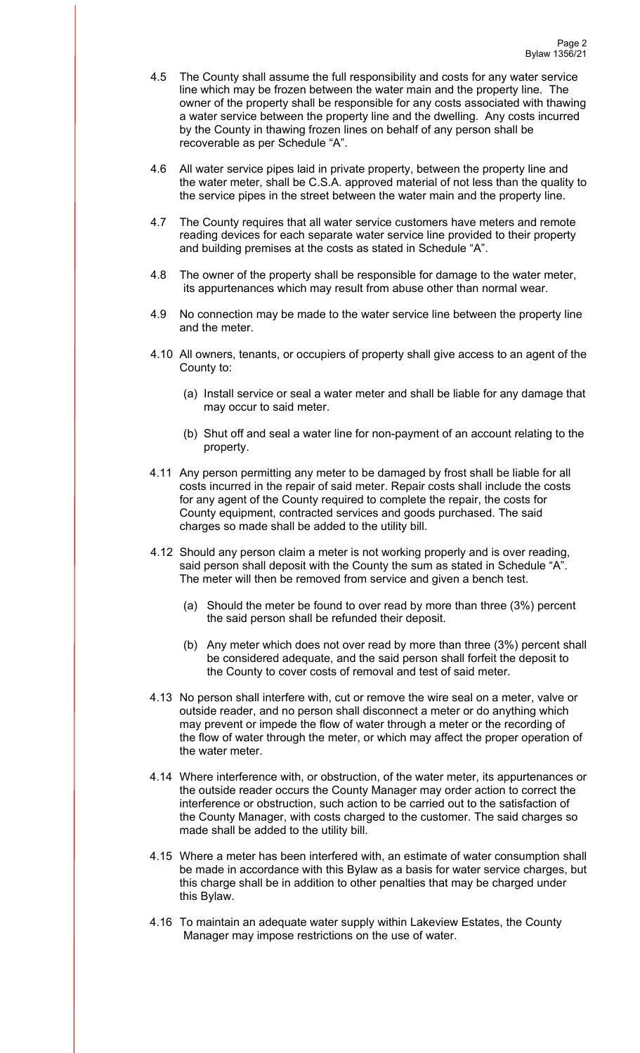4.5 The County shall assume the full responsibility and costs for any water service line which may be frozen between the water main and the property line. The owner of the property shall be responsible for any costs associated with thawing a water service between the property line and the dwelling. Any costs incurred by the County in thawing frozen lines on behalf of any person shall be recoverable as per Schedule "A".

4.6 All water service pipes laid in private property, between the property line and the water meter, shall be C.S.A. approved material of not less than the quality to the service pipes in the street between the water main and the property line.

4.7 The County requires that all water service customers have meters and remote reading devices for each separate water service line provided to their property and building premises at the costs as stated in Schedule "A".

4.8 The owner of the property shall be responsible for damage to the water meter, its appurtenances which may result from abuse other than normal wear.

4.9 No connection may be made to the water service line between the property line and the meter.

4.10 All owners, tenants, or occupiers of property shall give access to an agent of the County to:

(a) Install service or seal a water meter and shall be liable for any damage that may occur to said meter.

(b) Shut off and seal a water line for non-payment of an account relating to the property.

4.11 Any person permitting any meter to be damaged by frost shall be liable for all costs incurred in the repair of said meter. Repair costs shall include the costs for any agent of the County required to complete the repair, the costs for County equipment, contracted services and goods purchased. The said charges so made shall be added to the utility bill.

4.12 Should any person claim a meter is not working properly and is over reading, said person shall deposit with the County the sum as stated in Schedule "A". The meter will then be removed from service and given a bench test.

(a) Should the meter be found to over read by more than three (3%) percent the said person shall be refunded their deposit.

(b) Any meter which does not over read by more than three (3%) percent shall be considered adequate, and the said person shall forfeit the deposit to the County to cover costs of removal and test of said meter.

4.13 No person shall interfere with, cut or remove the wire seal on a meter, valve or outside reader, and no person shall disconnect a meter or do anything which may prevent or impede the flow of water through a meter or the recording of the flow of water through the meter, or which may affect the proper operation of the water meter.

4.14 Where interference with, or obstruction, of the water meter, its appurtenances or the outside reader occurs the County Manager may order action to correct the interference or obstruction, such action to be carried out to the satisfaction of the County Manager, with costs charged to the customer. The said charges so made shall be added to the utility bill.

4.15 Where a meter has been interfered with, an estimate of water consumption shall be made in accordance with this Bylaw as a basis for water service charges, but this charge shall be in addition to other penalties that may be charged under this Bylaw.

4.16 To maintain an adequate water supply within Lakeview Estates, the County Manager may impose restrictions on the use of water.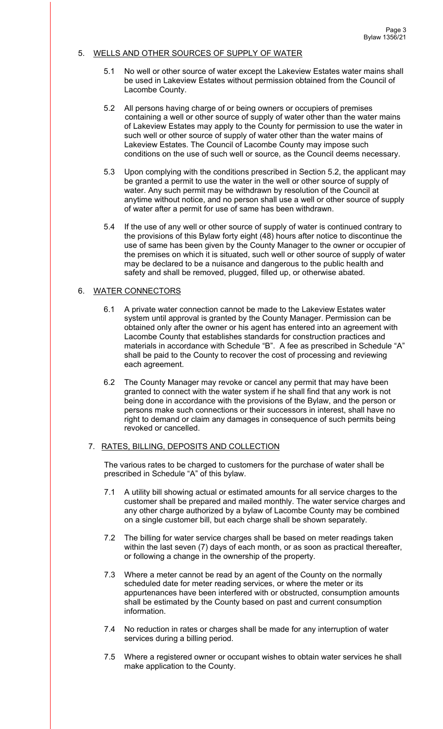## 5. WELLS AND OTHER SOURCES OF SUPPLY OF WATER

5.1 No well or other source of water except the Lakeview Estates water mains shall be used in Lakeview Estates without permission obtained from the Council of Lacombe County.

5.2 All persons having charge of or being owners or occupiers of premises containing a well or other source of supply of water other than the water mains of Lakeview Estates may apply to the County for permission to use the water in such well or other source of supply of water other than the water mains of Lakeview Estates. The Council of Lacombe County may impose such conditions on the use of such well or source, as the Council deems necessary.

5.3 Upon complying with the conditions prescribed in Section 5.2, the applicant may be granted a permit to use the water in the well or other source of supply of water. Any such permit may be withdrawn by resolution of the Council at anytime without notice, and no person shall use a well or other source of supply of water after a permit for use of same has been withdrawn.

5.4 If the use of any well or other source of supply of water is continued contrary to the provisions of this Bylaw forty eight (48) hours after notice to discontinue the use of same has been given by the County Manager to the owner or occupier of the premises on which it is situated, such well or other source of supply of water may be declared to be a nuisance and dangerous to the public health and safety and shall be removed, plugged, filled up, or otherwise abated.

## 6. WATER CONNECTORS

6.1 A private water connection cannot be made to the Lakeview Estates water system until approval is granted by the County Manager. Permission can be obtained only after the owner or his agent has entered into an agreement with Lacombe County that establishes standards for construction practices and materials in accordance with Schedule "B". A fee as prescribed in Schedule "A" shall be paid to the County to recover the cost of processing and reviewing each agreement.

6.2 The County Manager may revoke or cancel any permit that may have been granted to connect with the water system if he shall find that any work is not being done in accordance with the provisions of the Bylaw, and the person or persons make such connections or their successors in interest, shall have no right to demand or claim any damages in consequence of such permits being revoked or cancelled.

## 7. RATES, BILLING, DEPOSITS AND COLLECTION

The various rates to be charged to customers for the purchase of water shall be prescribed in Schedule "A" of this bylaw.

7.1 A utility bill showing actual or estimated amounts for all service charges to the customer shall be prepared and mailed monthly. The water service charges and any other charge authorized by a bylaw of Lacombe County may be combined on a single customer bill, but each charge shall be shown separately.

7.2 The billing for water service charges shall be based on meter readings taken within the last seven (7) days of each month, or as soon as practical thereafter, or following a change in the ownership of the property.

7.3 Where a meter cannot be read by an agent of the County on the normally scheduled date for meter reading services, or where the meter or its appurtenances have been interfered with or obstructed, consumption amounts shall be estimated by the County based on past and current consumption information.

7.4 No reduction in rates or charges shall be made for any interruption of water services during a billing period.

7.5 Where a registered owner or occupant wishes to obtain water services he shall make application to the County.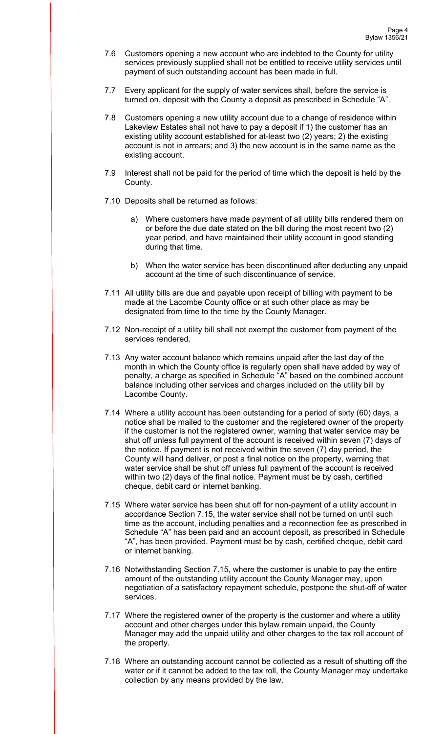7.6 Customers opening a new account who are indebted to the County for utility services previously supplied shall not be entitled to receive utility services until payment of such outstanding account has been made in full.

7.7 Every applicant for the supply of water services shall, before the service is turned on, deposit with the County a deposit as prescribed in Schedule "A".

7.8 Customers opening a new utility account due to a change of residence within Lakeview Estates shall not have to pay a deposit if 1) the customer has an existing utility account established for at-least two (2) years; 2) the existing account is not in arrears; and 3) the new account is in the same name as the existing account.

7.9 Interest shall not be paid for the period of time which the deposit is held by the County.

7.10 Deposits shall be returned as follows:

  a) Where customers have made payment of all utility bills rendered them on or before the due date stated on the bill during the most recent two (2) year period, and have maintained their utility account in good standing during that time.

  b) When the water service has been discontinued after deducting any unpaid account at the time of such discontinuance of service.

7.11 All utility bills are due and payable upon receipt of billing with payment to be made at the Lacombe County office or at such other place as may be designated from time to the time by the County Manager.

7.12 Non-receipt of a utility bill shall not exempt the customer from payment of the services rendered.

7.13 Any water account balance which remains unpaid after the last day of the month in which the County office is regularly open shall have added by way of penalty, a charge as specified in Schedule "A" based on the combined account balance including other services and charges included on the utility bill by Lacombe County.

7.14 Where a utility account has been outstanding for a period of sixty (60) days, a notice shall be mailed to the customer and the registered owner of the property if the customer is not the registered owner, warning that water service may be shut off unless full payment of the account is received within seven (7) days of the notice. If payment is not received within the seven (7) day period, the County will hand deliver, or post a final notice on the property, warning that water service shall be shut off unless full payment of the account is received within two (2) days of the final notice. Payment must be by cash, certified cheque, debit card or internet banking.

7.15 Where water service has been shut off for non-payment of a utility account in accordance Section 7.15, the water service shall not be turned on until such time as the account, including penalties and a reconnection fee as prescribed in Schedule "A" has been paid and an account deposit, as prescribed in Schedule "A", has been provided. Payment must be by cash, certified cheque, debit card or internet banking.

7.16 Notwithstanding Section 7.15, where the customer is unable to pay the entire amount of the outstanding utility account the County Manager may, upon negotiation of a satisfactory repayment schedule, postpone the shut-off of water services.

7.17 Where the registered owner of the property is the customer and where a utility account and other charges under this bylaw remain unpaid, the County Manager may add the unpaid utility and other charges to the tax roll account of the property.

7.18 Where an outstanding account cannot be collected as a result of shutting off the water or if it cannot be added to the tax roll, the County Manager may undertake collection by any means provided by the law.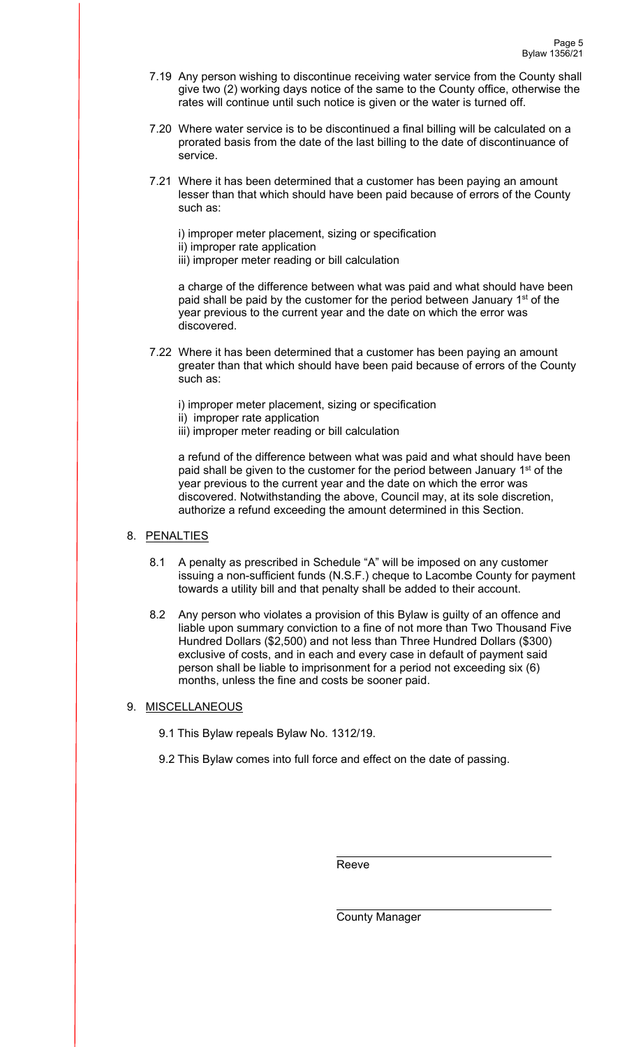7.19 Any person wishing to discontinue receiving water service from the County shall give two (2) working days notice of the same to the County office, otherwise the rates will continue until such notice is given or the water is turned off.

7.20 Where water service is to be discontinued a final billing will be calculated on a prorated basis from the date of the last billing to the date of discontinuance of service.

7.21 Where it has been determined that a customer has been paying an amount lesser than that which should have been paid because of errors of the County such as:

i) improper meter placement, sizing or specification
ii) improper rate application
iii) improper meter reading or bill calculation

a charge of the difference between what was paid and what should have been paid shall be paid by the customer for the period between January 1st of the year previous to the current year and the date on which the error was discovered.

7.22 Where it has been determined that a customer has been paying an amount greater than that which should have been paid because of errors of the County such as:

i) improper meter placement, sizing or specification
ii) improper rate application
iii) improper meter reading or bill calculation

a refund of the difference between what was paid and what should have been paid shall be given to the customer for the period between January 1st of the year previous to the current year and the date on which the error was discovered. Notwithstanding the above, Council may, at its sole discretion, authorize a refund exceeding the amount determined in this Section.

8. <u>PENALTIES</u>

8.1 A penalty as prescribed in Schedule "A" will be imposed on any customer issuing a non-sufficient funds (N.S.F.) cheque to Lacombe County for payment towards a utility bill and that penalty shall be added to their account.

8.2 Any person who violates a provision of this Bylaw is guilty of an offence and liable upon summary conviction to a fine of not more than Two Thousand Five Hundred Dollars ($2,500) and not less than Three Hundred Dollars ($300) exclusive of costs, and in each and every case in default of payment said person shall be liable to imprisonment for a period not exceeding six (6) months, unless the fine and costs be sooner paid.

9. <u>MISCELLANEOUS</u>

9.1 This Bylaw repeals Bylaw No. 1312/19.

9.2 This Bylaw comes into full force and effect on the date of passing.

_______________________________
Reeve

_______________________________
County Manager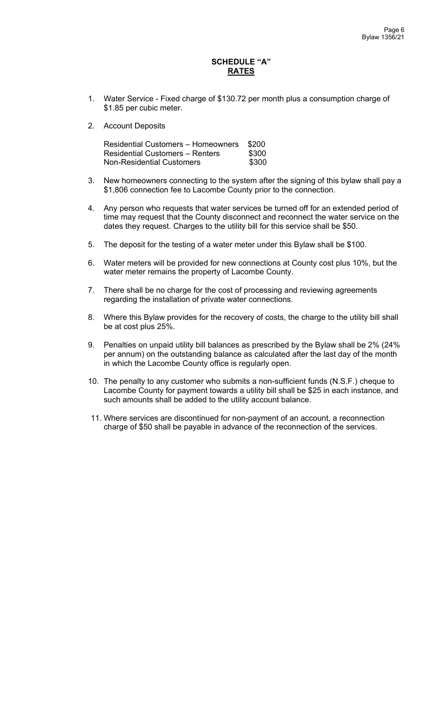# SCHEDULE "A"

## RATES

1. Water Service - Fixed charge of $130.72 per month plus a consumption charge of $1.85 per cubic meter.

2. Account Deposits

| | |
|---|---|
| Residential Customers – Homeowners | $200 |
| Residential Customers – Renters | $300 |
| Non-Residential Customers | $300 |

3. New homeowners connecting to the system after the signing of this bylaw shall pay a $1,806 connection fee to Lacombe County prior to the connection.

4. Any person who requests that water services be turned off for an extended period of time may request that the County disconnect and reconnect the water service on the dates they request. Charges to the utility bill for this service shall be $50.

5. The deposit for the testing of a water meter under this Bylaw shall be $100.

6. Water meters will be provided for new connections at County cost plus 10%, but the water meter remains the property of Lacombe County.

7. There shall be no charge for the cost of processing and reviewing agreements regarding the installation of private water connections.

8. Where this Bylaw provides for the recovery of costs, the charge to the utility bill shall be at cost plus 25%.

9. Penalties on unpaid utility bill balances as prescribed by the Bylaw shall be 2% (24% per annum) on the outstanding balance as calculated after the last day of the month in which the Lacombe County office is regularly open.

10. The penalty to any customer who submits a non-sufficient funds (N.S.F.) cheque to Lacombe County for payment towards a utility bill shall be $25 in each instance, and such amounts shall be added to the utility account balance.

11. Where services are discontinued for non-payment of an account, a reconnection charge of $50 shall be payable in advance of the reconnection of the services.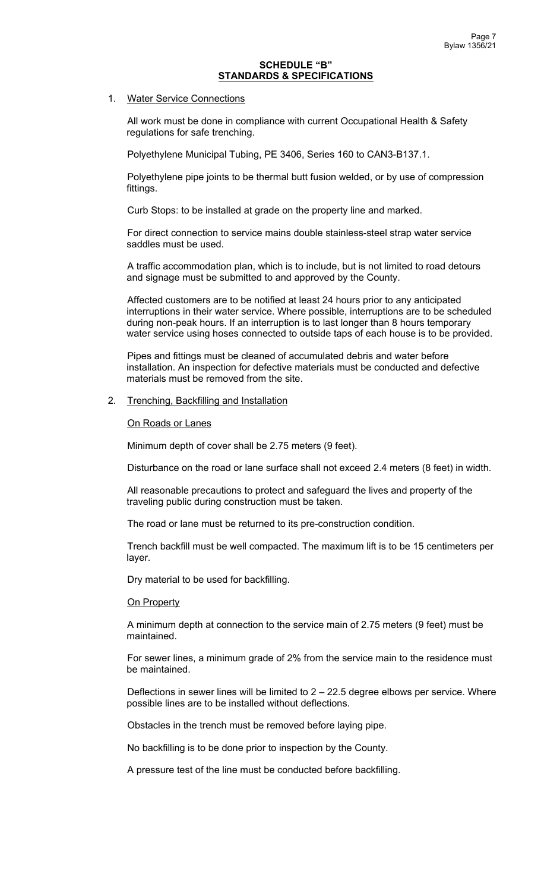# SCHEDULE "B"
## STANDARDS & SPECIFICATIONS

1. Water Service Connections

All work must be done in compliance with current Occupational Health & Safety regulations for safe trenching.

Polyethylene Municipal Tubing, PE 3406, Series 160 to CAN3-B137.1.

Polyethylene pipe joints to be thermal butt fusion welded, or by use of compression fittings.

Curb Stops: to be installed at grade on the property line and marked.

For direct connection to service mains double stainless-steel strap water service saddles must be used.

A traffic accommodation plan, which is to include, but is not limited to road detours and signage must be submitted to and approved by the County.

Affected customers are to be notified at least 24 hours prior to any anticipated interruptions in their water service. Where possible, interruptions are to be scheduled during non-peak hours. If an interruption is to last longer than 8 hours temporary water service using hoses connected to outside taps of each house is to be provided.

Pipes and fittings must be cleaned of accumulated debris and water before installation. An inspection for defective materials must be conducted and defective materials must be removed from the site.

2. Trenching, Backfilling and Installation

On Roads or Lanes

Minimum depth of cover shall be 2.75 meters (9 feet).

Disturbance on the road or lane surface shall not exceed 2.4 meters (8 feet) in width.

All reasonable precautions to protect and safeguard the lives and property of the traveling public during construction must be taken.

The road or lane must be returned to its pre-construction condition.

Trench backfill must be well compacted. The maximum lift is to be 15 centimeters per layer.

Dry material to be used for backfilling.

On Property

A minimum depth at connection to the service main of 2.75 meters (9 feet) must be maintained.

For sewer lines, a minimum grade of 2% from the service main to the residence must be maintained.

Deflections in sewer lines will be limited to 2 – 22.5 degree elbows per service. Where possible lines are to be installed without deflections.

Obstacles in the trench must be removed before laying pipe.

No backfilling is to be done prior to inspection by the County.

A pressure test of the line must be conducted before backfilling.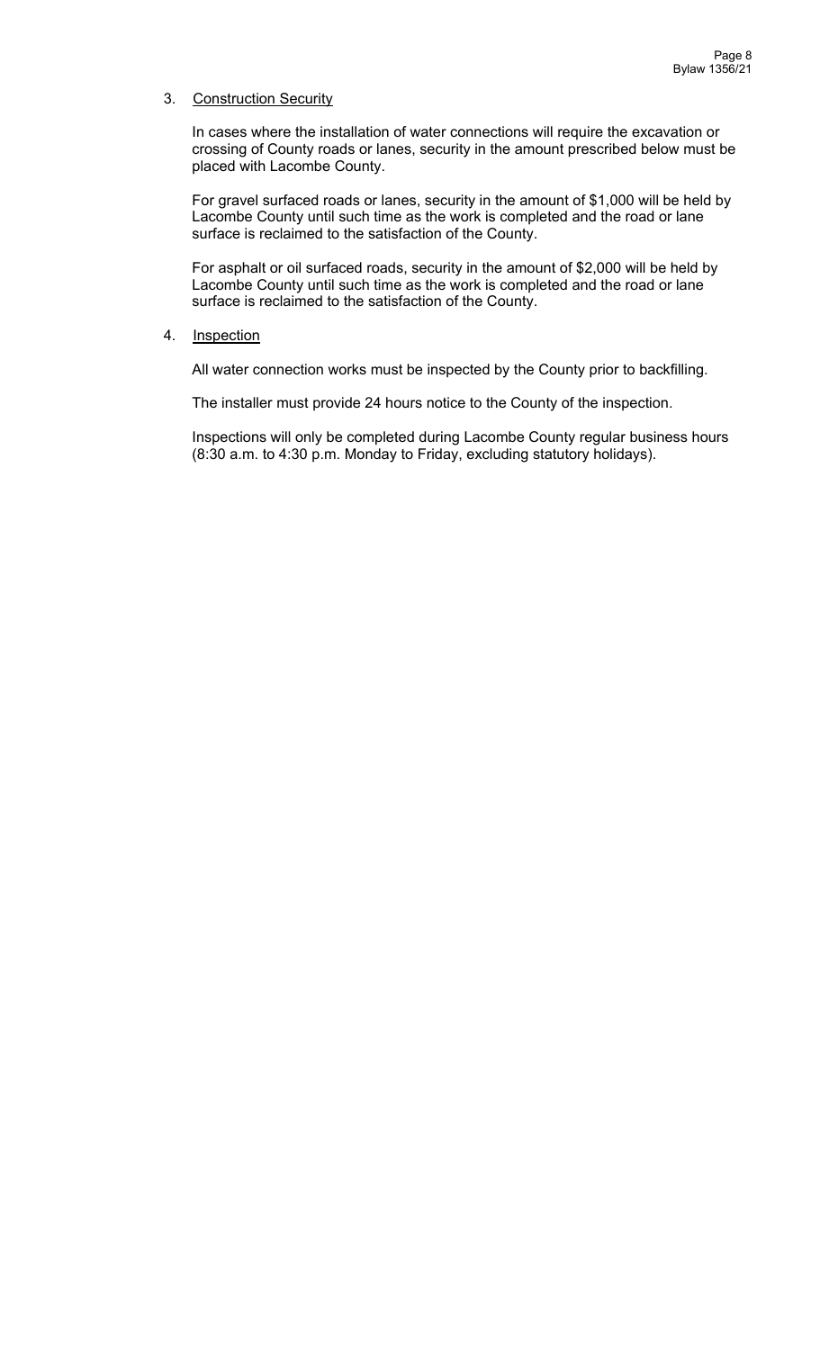3. Construction Security

In cases where the installation of water connections will require the excavation or crossing of County roads or lanes, security in the amount prescribed below must be placed with Lacombe County.

For gravel surfaced roads or lanes, security in the amount of $1,000 will be held by Lacombe County until such time as the work is completed and the road or lane surface is reclaimed to the satisfaction of the County.

For asphalt or oil surfaced roads, security in the amount of $2,000 will be held by Lacombe County until such time as the work is completed and the road or lane surface is reclaimed to the satisfaction of the County.

4. Inspection

All water connection works must be inspected by the County prior to backfilling.

The installer must provide 24 hours notice to the County of the inspection.

Inspections will only be completed during Lacombe County regular business hours (8:30 a.m. to 4:30 p.m. Monday to Friday, excluding statutory holidays).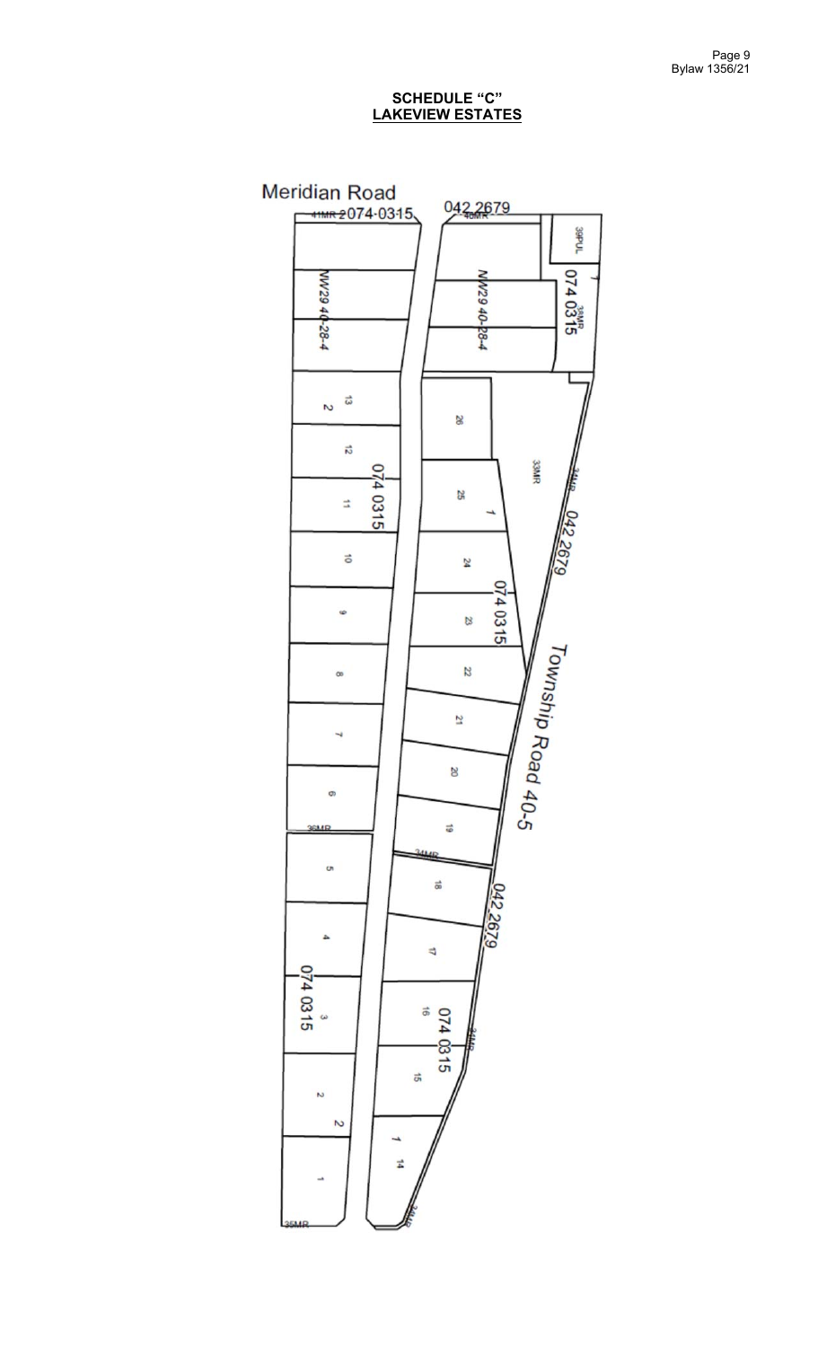**SCHEDULE "C"**
**LAKEVIEW ESTATES**

Meridian Road

41MR 2 074-0315

042 2679

40MR

39PUL

074 0315

38MR

NW29 40-28-4

NW29 40-28-4

13

2

12

074 0315

11

10

9

8

7

6

36MR

5

4

074 0315

3

2

2

1

35MR

26

33MR

34MR

25

1

042 2679

24

074 0315

23

22

Township Road 40-5

21

20

19

34MR

18

042 2679

17

16

074 0315

34MR

15

1

14

34MR